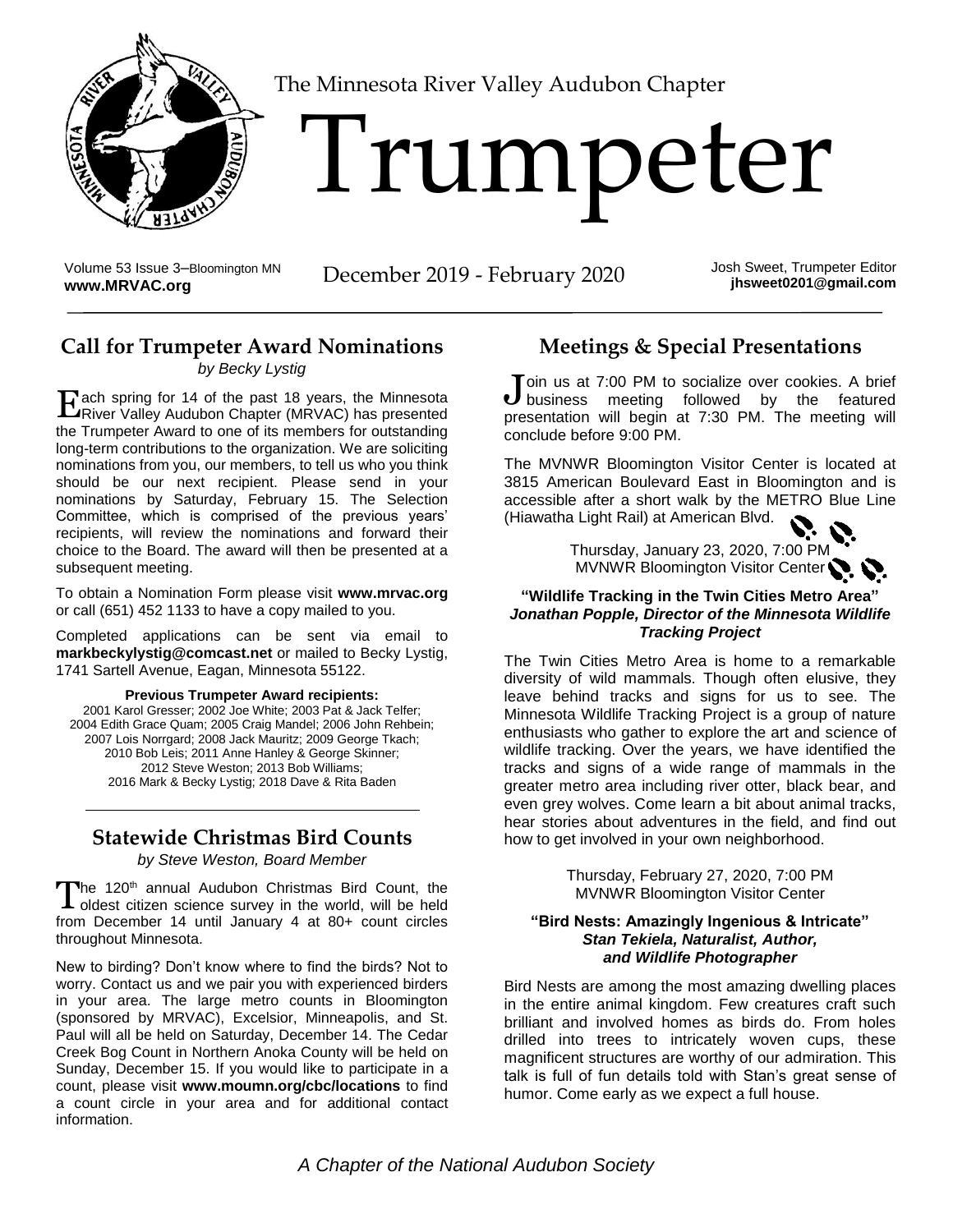The Minnesota River Valley Audubon Chapter

# Trumpeter

Volume 53 Issue 3–Bloomington MN
**www.MRVAC.org**

December 2019 - February 2020

Josh Sweet, Trumpeter Editor
**jhsweet0201@gmail.com**

## Call for Trumpeter Award Nominations

*by Becky Lystig*

Each spring for 14 of the past 18 years, the Minnesota River Valley Audubon Chapter (MRVAC) has presented the Trumpeter Award to one of its members for outstanding long-term contributions to the organization. We are soliciting nominations from you, our members, to tell us who you think should be our next recipient. Please send in your nominations by Saturday, February 15. The Selection Committee, which is comprised of the previous years' recipients, will review the nominations and forward their choice to the Board. The award will then be presented at a subsequent meeting.

To obtain a Nomination Form please visit **www.mrvac.org** or call (651) 452 1133 to have a copy mailed to you.

Completed applications can be sent via email to **markbeckylystig@comcast.net** or mailed to Becky Lystig, 1741 Sartell Avenue, Eagan, Minnesota 55122.

**Previous Trumpeter Award recipients:**

2001 Karol Gresser; 2002 Joe White; 2003 Pat & Jack Telfer; 2004 Edith Grace Quam; 2005 Craig Mandel; 2006 John Rehbein; 2007 Lois Norrgard; 2008 Jack Mauritz; 2009 George Tkach; 2010 Bob Leis; 2011 Anne Hanley & George Skinner; 2012 Steve Weston; 2013 Bob Williams; 2016 Mark & Becky Lystig; 2018 Dave & Rita Baden

## Statewide Christmas Bird Counts

*by Steve Weston, Board Member*

The 120th annual Audubon Christmas Bird Count, the oldest citizen science survey in the world, will be held from December 14 until January 4 at 80+ count circles throughout Minnesota.

New to birding? Don't know where to find the birds? Not to worry. Contact us and we pair you with experienced birders in your area. The large metro counts in Bloomington (sponsored by MRVAC), Excelsior, Minneapolis, and St. Paul will all be held on Saturday, December 14. The Cedar Creek Bog Count in Northern Anoka County will be held on Sunday, December 15. If you would like to participate in a count, please visit **www.moumn.org/cbc/locations** to find a count circle in your area and for additional contact information.

## Meetings & Special Presentations

Join us at 7:00 PM to socialize over cookies. A brief business meeting followed by the featured presentation will begin at 7:30 PM. The meeting will conclude before 9:00 PM.

The MVNWR Bloomington Visitor Center is located at 3815 American Boulevard East in Bloomington and is accessible after a short walk by the METRO Blue Line (Hiawatha Light Rail) at American Blvd.

Thursday, January 23, 2020, 7:00 PM
MVNWR Bloomington Visitor Center

**"Wildlife Tracking in the Twin Cities Metro Area"**
***Jonathan Popple, Director of the Minnesota Wildlife Tracking Project***

The Twin Cities Metro Area is home to a remarkable diversity of wild mammals. Though often elusive, they leave behind tracks and signs for us to see. The Minnesota Wildlife Tracking Project is a group of nature enthusiasts who gather to explore the art and science of wildlife tracking. Over the years, we have identified the tracks and signs of a wide range of mammals in the greater metro area including river otter, black bear, and even grey wolves. Come learn a bit about animal tracks, hear stories about adventures in the field, and find out how to get involved in your own neighborhood.

Thursday, February 27, 2020, 7:00 PM
MVNWR Bloomington Visitor Center

**"Bird Nests: Amazingly Ingenious & Intricate"**
***Stan Tekiela, Naturalist, Author, and Wildlife Photographer***

Bird Nests are among the most amazing dwelling places in the entire animal kingdom. Few creatures craft such brilliant and involved homes as birds do. From holes drilled into trees to intricately woven cups, these magnificent structures are worthy of our admiration. This talk is full of fun details told with Stan's great sense of humor. Come early as we expect a full house.

*A Chapter of the National Audubon Society*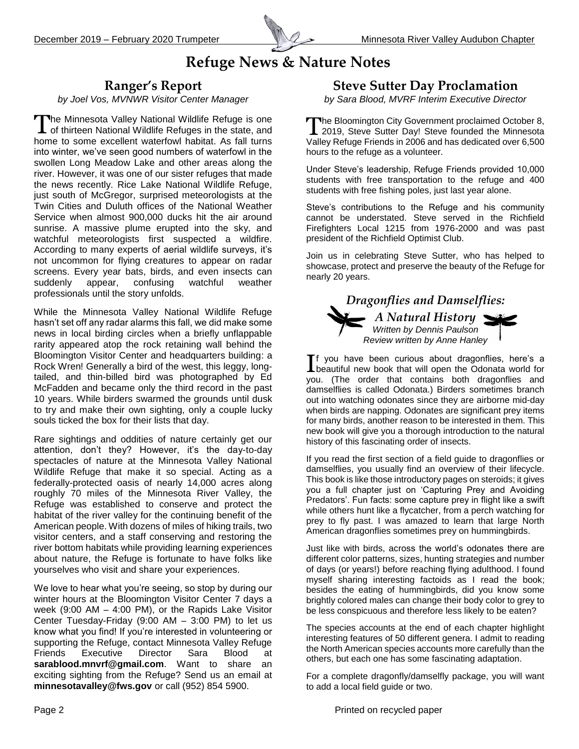# Refuge News & Nature Notes

## Ranger's Report

*by Joel Vos, MVNWR Visitor Center Manager*

The Minnesota Valley National Wildlife Refuge is one of thirteen National Wildlife Refuges in the state, and home to some excellent waterfowl habitat. As fall turns into winter, we've seen good numbers of waterfowl in the swollen Long Meadow Lake and other areas along the river. However, it was one of our sister refuges that made the news recently. Rice Lake National Wildlife Refuge, just south of McGregor, surprised meteorologists at the Twin Cities and Duluth offices of the National Weather Service when almost 900,000 ducks hit the air around sunrise. A massive plume erupted into the sky, and watchful meteorologists first suspected a wildfire. According to many experts of aerial wildlife surveys, it's not uncommon for flying creatures to appear on radar screens. Every year bats, birds, and even insects can suddenly appear, confusing watchful weather professionals until the story unfolds.

While the Minnesota Valley National Wildlife Refuge hasn't set off any radar alarms this fall, we did make some news in local birding circles when a briefly unflappable rarity appeared atop the rock retaining wall behind the Bloomington Visitor Center and headquarters building: a Rock Wren! Generally a bird of the west, this leggy, long-tailed, and thin-billed bird was photographed by Ed McFadden and became only the third record in the past 10 years. While birders swarmed the grounds until dusk to try and make their own sighting, only a couple lucky souls ticked the box for their lists that day.

Rare sightings and oddities of nature certainly get our attention, don't they? However, it's the day-to-day spectacles of nature at the Minnesota Valley National Wildlife Refuge that make it so special. Acting as a federally-protected oasis of nearly 14,000 acres along roughly 70 miles of the Minnesota River Valley, the Refuge was established to conserve and protect the habitat of the river valley for the continuing benefit of the American people. With dozens of miles of hiking trails, two visitor centers, and a staff conserving and restoring the river bottom habitats while providing learning experiences about nature, the Refuge is fortunate to have folks like yourselves who visit and share your experiences.

We love to hear what you're seeing, so stop by during our winter hours at the Bloomington Visitor Center 7 days a week (9:00 AM – 4:00 PM), or the Rapids Lake Visitor Center Tuesday-Friday (9:00 AM – 3:00 PM) to let us know what you find! If you're interested in volunteering or supporting the Refuge, contact Minnesota Valley Refuge Friends Executive Director Sara Blood at **sarablood.mnvrf@gmail.com**. Want to share an exciting sighting from the Refuge? Send us an email at **minnesotavalley@fws.gov** or call (952) 854 5900.

## Steve Sutter Day Proclamation

*by Sara Blood, MVRF Interim Executive Director*

The Bloomington City Government proclaimed October 8, 2019, Steve Sutter Day! Steve founded the Minnesota Valley Refuge Friends in 2006 and has dedicated over 6,500 hours to the refuge as a volunteer.

Under Steve's leadership, Refuge Friends provided 10,000 students with free transportation to the refuge and 400 students with free fishing poles, just last year alone.

Steve's contributions to the Refuge and his community cannot be understated. Steve served in the Richfield Firefighters Local 1215 from 1976-2000 and was past president of the Richfield Optimist Club.

Join us in celebrating Steve Sutter, who has helped to showcase, protect and preserve the beauty of the Refuge for nearly 20 years.

## *Dragonflies and Damselflies: A Natural History*

*Written by Dennis Paulson*
*Review written by Anne Hanley*

If you have been curious about dragonflies, here's a beautiful new book that will open the Odonata world for you. (The order that contains both dragonflies and damselflies is called Odonata.) Birders sometimes branch out into watching odonates since they are airborne mid-day when birds are napping. Odonates are significant prey items for many birds, another reason to be interested in them. This new book will give you a thorough introduction to the natural history of this fascinating order of insects.

If you read the first section of a field guide to dragonflies or damselflies, you usually find an overview of their lifecycle. This book is like those introductory pages on steroids; it gives you a full chapter just on 'Capturing Prey and Avoiding Predators'. Fun facts: some capture prey in flight like a swift while others hunt like a flycatcher, from a perch watching for prey to fly past. I was amazed to learn that large North American dragonflies sometimes prey on hummingbirds.

Just like with birds, across the world's odonates there are different color patterns, sizes, hunting strategies and number of days (or years!) before reaching flying adulthood. I found myself sharing interesting factoids as I read the book; besides the eating of hummingbirds, did you know some brightly colored males can change their body color to grey to be less conspicuous and therefore less likely to be eaten?

The species accounts at the end of each chapter highlight interesting features of 50 different genera. I admit to reading the North American species accounts more carefully than the others, but each one has some fascinating adaptation.

For a complete dragonfly/damselfly package, you will want to add a local field guide or two.

Printed on recycled paper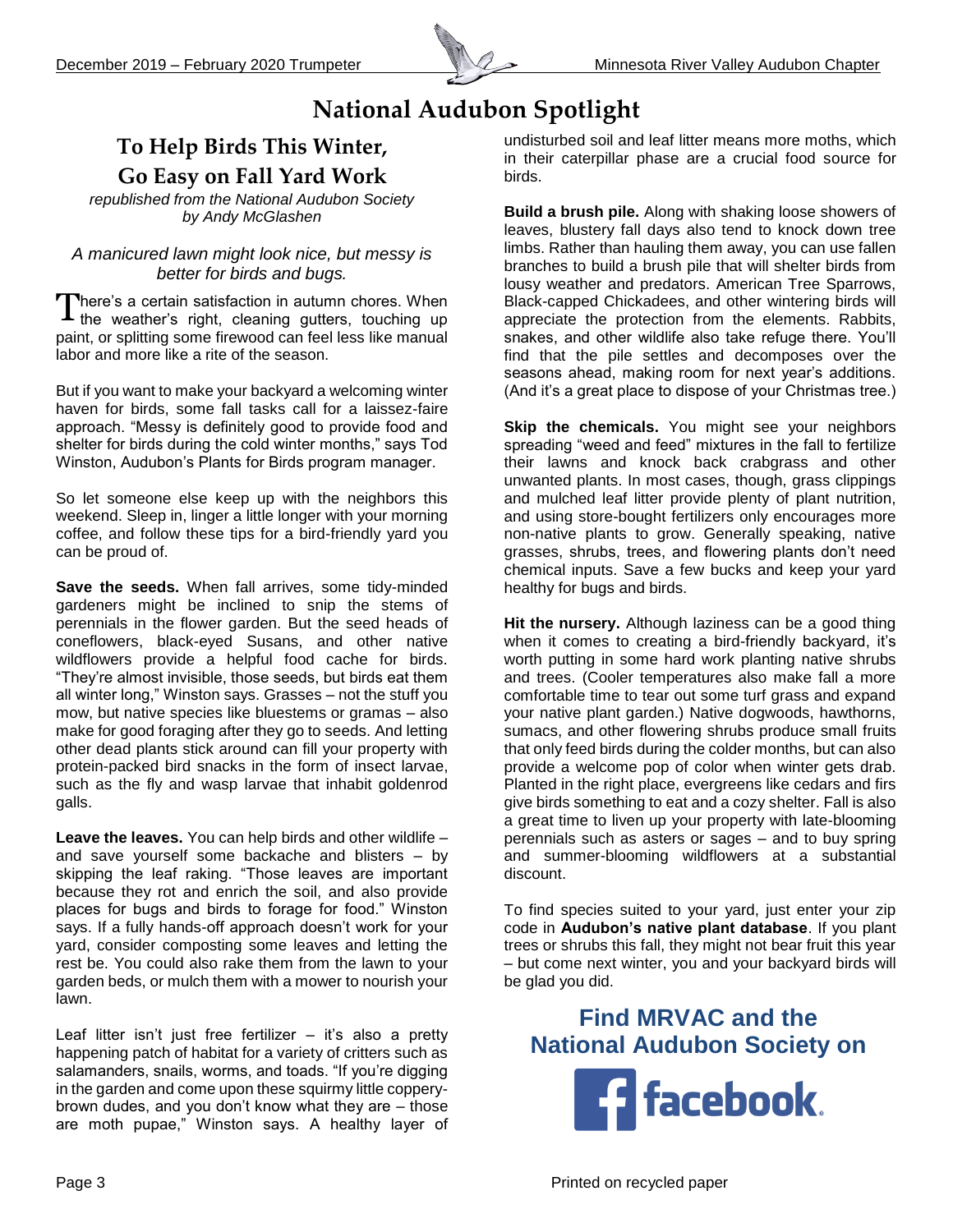# National Audubon Spotlight

## To Help Birds This Winter, Go Easy on Fall Yard Work

*republished from the National Audubon Society*
*by Andy McGlashen*

*A manicured lawn might look nice, but messy is better for birds and bugs.*

There's a certain satisfaction in autumn chores. When the weather's right, cleaning gutters, touching up paint, or splitting some firewood can feel less like manual labor and more like a rite of the season.

But if you want to make your backyard a welcoming winter haven for birds, some fall tasks call for a laissez-faire approach. "Messy is definitely good to provide food and shelter for birds during the cold winter months," says Tod Winston, Audubon's Plants for Birds program manager.

So let someone else keep up with the neighbors this weekend. Sleep in, linger a little longer with your morning coffee, and follow these tips for a bird-friendly yard you can be proud of.

**Save the seeds.** When fall arrives, some tidy-minded gardeners might be inclined to snip the stems of perennials in the flower garden. But the seed heads of coneflowers, black-eyed Susans, and other native wildflowers provide a helpful food cache for birds. "They're almost invisible, those seeds, but birds eat them all winter long," Winston says. Grasses – not the stuff you mow, but native species like bluestems or gramas – also make for good foraging after they go to seeds. And letting other dead plants stick around can fill your property with protein-packed bird snacks in the form of insect larvae, such as the fly and wasp larvae that inhabit goldenrod galls.

**Leave the leaves.** You can help birds and other wildlife – and save yourself some backache and blisters – by skipping the leaf raking. "Those leaves are important because they rot and enrich the soil, and also provide places for bugs and birds to forage for food." Winston says. If a fully hands-off approach doesn't work for your yard, consider composting some leaves and letting the rest be. You could also rake them from the lawn to your garden beds, or mulch them with a mower to nourish your lawn.

Leaf litter isn't just free fertilizer – it's also a pretty happening patch of habitat for a variety of critters such as salamanders, snails, worms, and toads. "If you're digging in the garden and come upon these squirmy little coppery-brown dudes, and you don't know what they are – those are moth pupae," Winston says. A healthy layer of undisturbed soil and leaf litter means more moths, which in their caterpillar phase are a crucial food source for birds.

**Build a brush pile.** Along with shaking loose showers of leaves, blustery fall days also tend to knock down tree limbs. Rather than hauling them away, you can use fallen branches to build a brush pile that will shelter birds from lousy weather and predators. American Tree Sparrows, Black-capped Chickadees, and other wintering birds will appreciate the protection from the elements. Rabbits, snakes, and other wildlife also take refuge there. You'll find that the pile settles and decomposes over the seasons ahead, making room for next year's additions. (And it's a great place to dispose of your Christmas tree.)

**Skip the chemicals.** You might see your neighbors spreading "weed and feed" mixtures in the fall to fertilize their lawns and knock back crabgrass and other unwanted plants. In most cases, though, grass clippings and mulched leaf litter provide plenty of plant nutrition, and using store-bought fertilizers only encourages more non-native plants to grow. Generally speaking, native grasses, shrubs, trees, and flowering plants don't need chemical inputs. Save a few bucks and keep your yard healthy for bugs and birds.

**Hit the nursery.** Although laziness can be a good thing when it comes to creating a bird-friendly backyard, it's worth putting in some hard work planting native shrubs and trees. (Cooler temperatures also make fall a more comfortable time to tear out some turf grass and expand your native plant garden.) Native dogwoods, hawthorns, sumacs, and other flowering shrubs produce small fruits that only feed birds during the colder months, but can also provide a welcome pop of color when winter gets drab. Planted in the right place, evergreens like cedars and firs give birds something to eat and a cozy shelter. Fall is also a great time to liven up your property with late-blooming perennials such as asters or sages – and to buy spring and summer-blooming wildflowers at a substantial discount.

To find species suited to your yard, just enter your zip code in **Audubon's native plant database**. If you plant trees or shrubs this fall, they might not bear fruit this year – but come next winter, you and your backyard birds will be glad you did.

## Find MRVAC and the National Audubon Society on facebook

Printed on recycled paper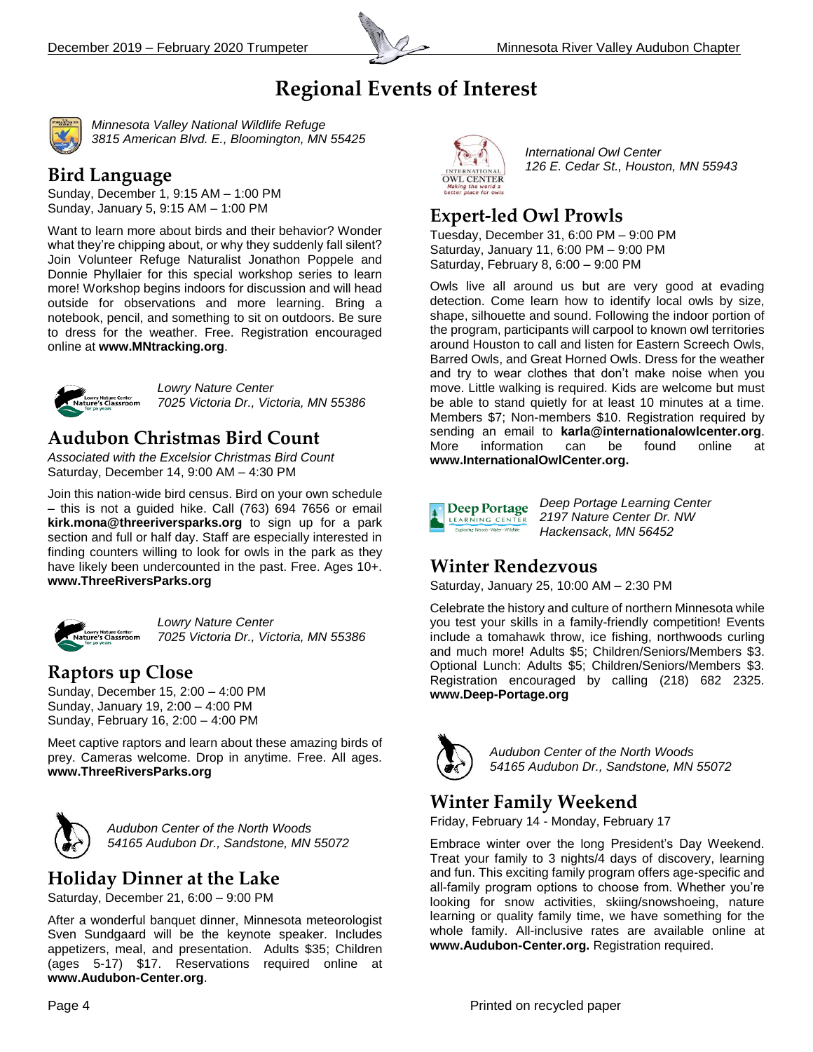# Regional Events of Interest

*Minnesota Valley National Wildlife Refuge*
*3815 American Blvd. E., Bloomington, MN 55425*

## Bird Language

Sunday, December 1, 9:15 AM – 1:00 PM
Sunday, January 5, 9:15 AM – 1:00 PM

Want to learn more about birds and their behavior? Wonder what they're chipping about, or why they suddenly fall silent? Join Volunteer Refuge Naturalist Jonathon Poppele and Donnie Phyllaier for this special workshop series to learn more! Workshop begins indoors for discussion and will head outside for observations and more learning. Bring a notebook, pencil, and something to sit on outdoors. Be sure to dress for the weather. Free. Registration encouraged online at **www.MNtracking.org**.

*Lowry Nature Center*
*7025 Victoria Dr., Victoria, MN 55386*

## Audubon Christmas Bird Count

*Associated with the Excelsior Christmas Bird Count*
Saturday, December 14, 9:00 AM – 4:30 PM

Join this nation-wide bird census. Bird on your own schedule – this is not a guided hike. Call (763) 694 7656 or email **kirk.mona@threeriversparks.org** to sign up for a park section and full or half day. Staff are especially interested in finding counters willing to look for owls in the park as they have likely been undercounted in the past. Free. Ages 10+. **www.ThreeRiversParks.org**

*Lowry Nature Center*
*7025 Victoria Dr., Victoria, MN 55386*

## Raptors up Close

Sunday, December 15, 2:00 – 4:00 PM
Sunday, January 19, 2:00 – 4:00 PM
Sunday, February 16, 2:00 – 4:00 PM

Meet captive raptors and learn about these amazing birds of prey. Cameras welcome. Drop in anytime. Free. All ages. **www.ThreeRiversParks.org**

*Audubon Center of the North Woods*
*54165 Audubon Dr., Sandstone, MN 55072*

## Holiday Dinner at the Lake

Saturday, December 21, 6:00 – 9:00 PM

After a wonderful banquet dinner, Minnesota meteorologist Sven Sundgaard will be the keynote speaker. Includes appetizers, meal, and presentation. Adults $35; Children (ages 5-17) $17. Reservations required online at **www.Audubon-Center.org**.

*International Owl Center*
*126 E. Cedar St., Houston, MN 55943*

## Expert-led Owl Prowls

Tuesday, December 31, 6:00 PM – 9:00 PM
Saturday, January 11, 6:00 PM – 9:00 PM
Saturday, February 8, 6:00 – 9:00 PM

Owls live all around us but are very good at evading detection. Come learn how to identify local owls by size, shape, silhouette and sound. Following the indoor portion of the program, participants will carpool to known owl territories around Houston to call and listen for Eastern Screech Owls, Barred Owls, and Great Horned Owls. Dress for the weather and try to wear clothes that don't make noise when you move. Little walking is required. Kids are welcome but must be able to stand quietly for at least 10 minutes at a time. Members $7; Non-members $10. Registration required by sending an email to **karla@internationalowlcenter.org**. More information can be found online at **www.InternationalOwlCenter.org.**

*Deep Portage Learning Center*
*2197 Nature Center Dr. NW*
*Hackensack, MN 56452*

## Winter Rendezvous

Saturday, January 25, 10:00 AM – 2:30 PM

Celebrate the history and culture of northern Minnesota while you test your skills in a family-friendly competition! Events include a tomahawk throw, ice fishing, northwoods curling and much more! Adults $5; Children/Seniors/Members $3. Optional Lunch: Adults $5; Children/Seniors/Members $3. Registration encouraged by calling (218) 682 2325. **www.Deep-Portage.org**

*Audubon Center of the North Woods*
*54165 Audubon Dr., Sandstone, MN 55072*

## Winter Family Weekend

Friday, February 14 - Monday, February 17

Embrace winter over the long President's Day Weekend. Treat your family to 3 nights/4 days of discovery, learning and fun. This exciting family program offers age-specific and all-family program options to choose from. Whether you're looking for snow activities, skiing/snowshoeing, nature learning or quality family time, we have something for the whole family. All-inclusive rates are available online at **www.Audubon-Center.org.** Registration required.

Printed on recycled paper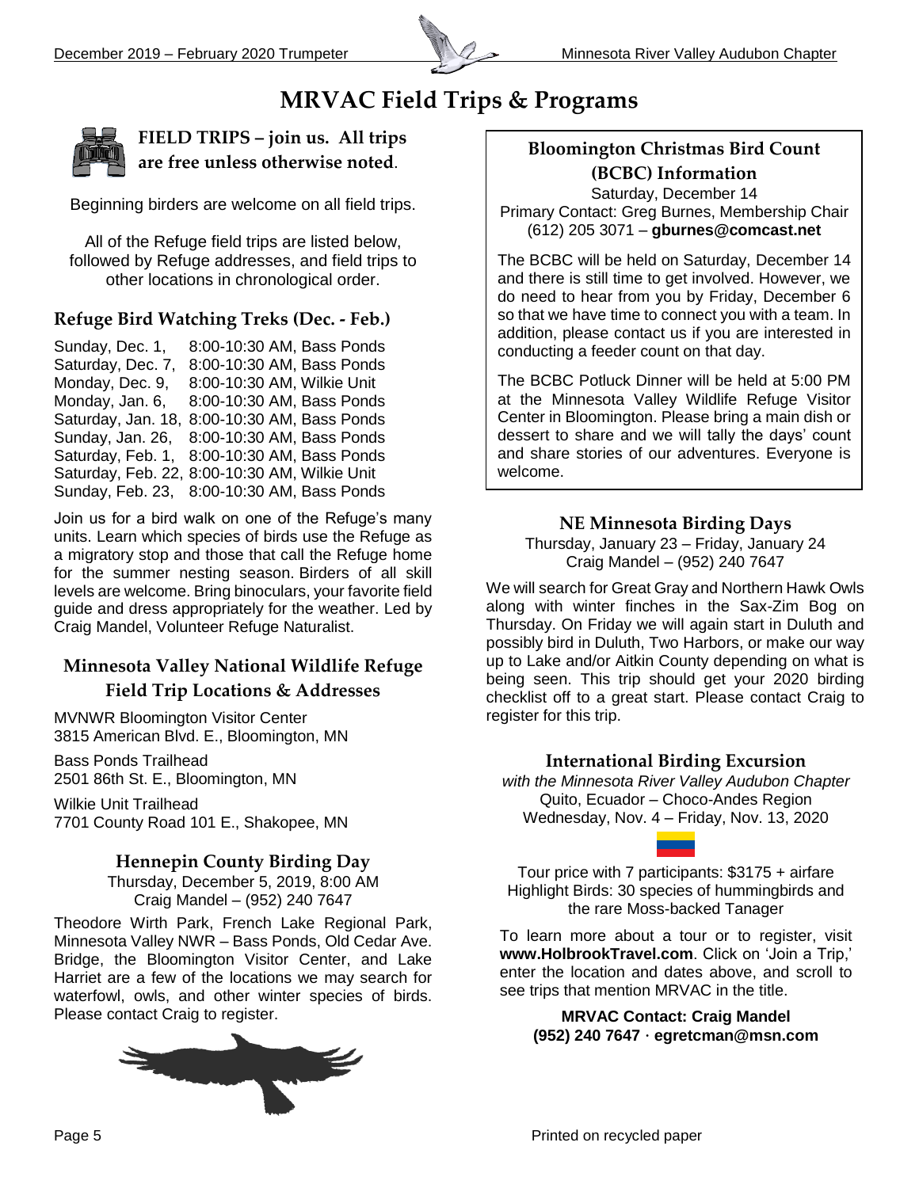# MRVAC Field Trips & Programs

## FIELD TRIPS – join us. All trips are free unless otherwise noted.

Beginning birders are welcome on all field trips.

All of the Refuge field trips are listed below, followed by Refuge addresses, and field trips to other locations in chronological order.

### Refuge Bird Watching Treks (Dec. - Feb.)

Sunday, Dec. 1, 8:00-10:30 AM, Bass Ponds
Saturday, Dec. 7, 8:00-10:30 AM, Bass Ponds
Monday, Dec. 9, 8:00-10:30 AM, Wilkie Unit
Monday, Jan. 6, 8:00-10:30 AM, Bass Ponds
Saturday, Jan. 18, 8:00-10:30 AM, Bass Ponds
Sunday, Jan. 26, 8:00-10:30 AM, Bass Ponds
Saturday, Feb. 1, 8:00-10:30 AM, Bass Ponds
Saturday, Feb. 22, 8:00-10:30 AM, Wilkie Unit
Sunday, Feb. 23, 8:00-10:30 AM, Bass Ponds

Join us for a bird walk on one of the Refuge's many units. Learn which species of birds use the Refuge as a migratory stop and those that call the Refuge home for the summer nesting season. Birders of all skill levels are welcome. Bring binoculars, your favorite field guide and dress appropriately for the weather. Led by Craig Mandel, Volunteer Refuge Naturalist.

### Minnesota Valley National Wildlife Refuge Field Trip Locations & Addresses

MVNWR Bloomington Visitor Center
3815 American Blvd. E., Bloomington, MN

Bass Ponds Trailhead
2501 86th St. E., Bloomington, MN

Wilkie Unit Trailhead
7701 County Road 101 E., Shakopee, MN

### Hennepin County Birding Day

Thursday, December 5, 2019, 8:00 AM
Craig Mandel – (952) 240 7647

Theodore Wirth Park, French Lake Regional Park, Minnesota Valley NWR – Bass Ponds, Old Cedar Ave. Bridge, the Bloomington Visitor Center, and Lake Harriet are a few of the locations we may search for waterfowl, owls, and other winter species of birds. Please contact Craig to register.

### Bloomington Christmas Bird Count (BCBC) Information

Saturday, December 14
Primary Contact: Greg Burnes, Membership Chair
(612) 205 3071 – **gburnes@comcast.net**

The BCBC will be held on Saturday, December 14 and there is still time to get involved. However, we do need to hear from you by Friday, December 6 so that we have time to connect you with a team. In addition, please contact us if you are interested in conducting a feeder count on that day.

The BCBC Potluck Dinner will be held at 5:00 PM at the Minnesota Valley Wildlife Refuge Visitor Center in Bloomington. Please bring a main dish or dessert to share and we will tally the days' count and share stories of our adventures. Everyone is welcome.

### NE Minnesota Birding Days

Thursday, January 23 – Friday, January 24
Craig Mandel – (952) 240 7647

We will search for Great Gray and Northern Hawk Owls along with winter finches in the Sax-Zim Bog on Thursday. On Friday we will again start in Duluth and possibly bird in Duluth, Two Harbors, or make our way up to Lake and/or Aitkin County depending on what is being seen. This trip should get your 2020 birding checklist off to a great start. Please contact Craig to register for this trip.

### International Birding Excursion

*with the Minnesota River Valley Audubon Chapter*
Quito, Ecuador – Choco-Andes Region
Wednesday, Nov. 4 – Friday, Nov. 13, 2020

Tour price with 7 participants: $3175 + airfare
Highlight Birds: 30 species of hummingbirds and the rare Moss-backed Tanager

To learn more about a tour or to register, visit **www.HolbrookTravel.com**. Click on 'Join a Trip,' enter the location and dates above, and scroll to see trips that mention MRVAC in the title.

**MRVAC Contact: Craig Mandel**
**(952) 240 7647 · egretcman@msn.com**

Printed on recycled paper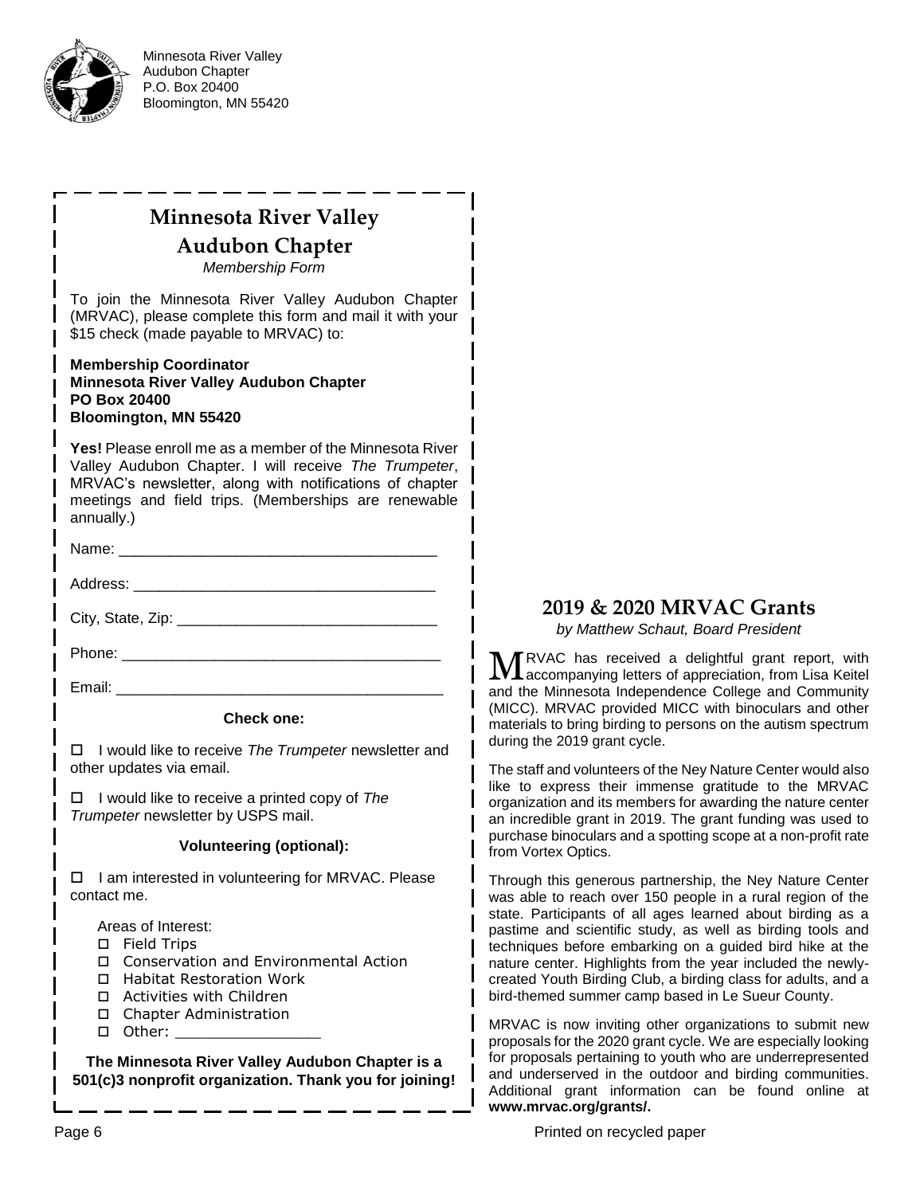Minnesota River Valley
Audubon Chapter
P.O. Box 20400
Bloomington, MN 55420

## Minnesota River Valley Audubon Chapter

*Membership Form*

To join the Minnesota River Valley Audubon Chapter (MRVAC), please complete this form and mail it with your $15 check (made payable to MRVAC) to:

**Membership Coordinator**
**Minnesota River Valley Audubon Chapter**
**PO Box 20400**
**Bloomington, MN 55420**

**Yes!** Please enroll me as a member of the Minnesota River Valley Audubon Chapter. I will receive *The Trumpeter*, MRVAC's newsletter, along with notifications of chapter meetings and field trips. (Memberships are renewable annually.)

Name: ____________________________________

Address: __________________________________

City, State, Zip: ____________________________

Phone: ____________________________________

Email: _____________________________________

**Check one:**

☐ I would like to receive *The Trumpeter* newsletter and other updates via email.

☐ I would like to receive a printed copy of *The Trumpeter* newsletter by USPS mail.

**Volunteering (optional):**

☐ I am interested in volunteering for MRVAC. Please contact me.

Areas of Interest:

- ☐ Field Trips
- ☐ Conservation and Environmental Action
- ☐ Habitat Restoration Work
- ☐ Activities with Children
- ☐ Chapter Administration
- ☐ Other: _________________

**The Minnesota River Valley Audubon Chapter is a 501(c)3 nonprofit organization. Thank you for joining!**

## 2019 & 2020 MRVAC Grants

*by Matthew Schaut, Board President*

MRVAC has received a delightful grant report, with accompanying letters of appreciation, from Lisa Keitel and the Minnesota Independence College and Community (MICC). MRVAC provided MICC with binoculars and other materials to bring birding to persons on the autism spectrum during the 2019 grant cycle.

The staff and volunteers of the Ney Nature Center would also like to express their immense gratitude to the MRVAC organization and its members for awarding the nature center an incredible grant in 2019. The grant funding was used to purchase binoculars and a spotting scope at a non-profit rate from Vortex Optics.

Through this generous partnership, the Ney Nature Center was able to reach over 150 people in a rural region of the state. Participants of all ages learned about birding as a pastime and scientific study, as well as birding tools and techniques before embarking on a guided bird hike at the nature center. Highlights from the year included the newly-created Youth Birding Club, a birding class for adults, and a bird-themed summer camp based in Le Sueur County.

MRVAC is now inviting other organizations to submit new proposals for the 2020 grant cycle. We are especially looking for proposals pertaining to youth who are underrepresented and underserved in the outdoor and birding communities. Additional grant information can be found online at **www.mrvac.org/grants/.**

Printed on recycled paper